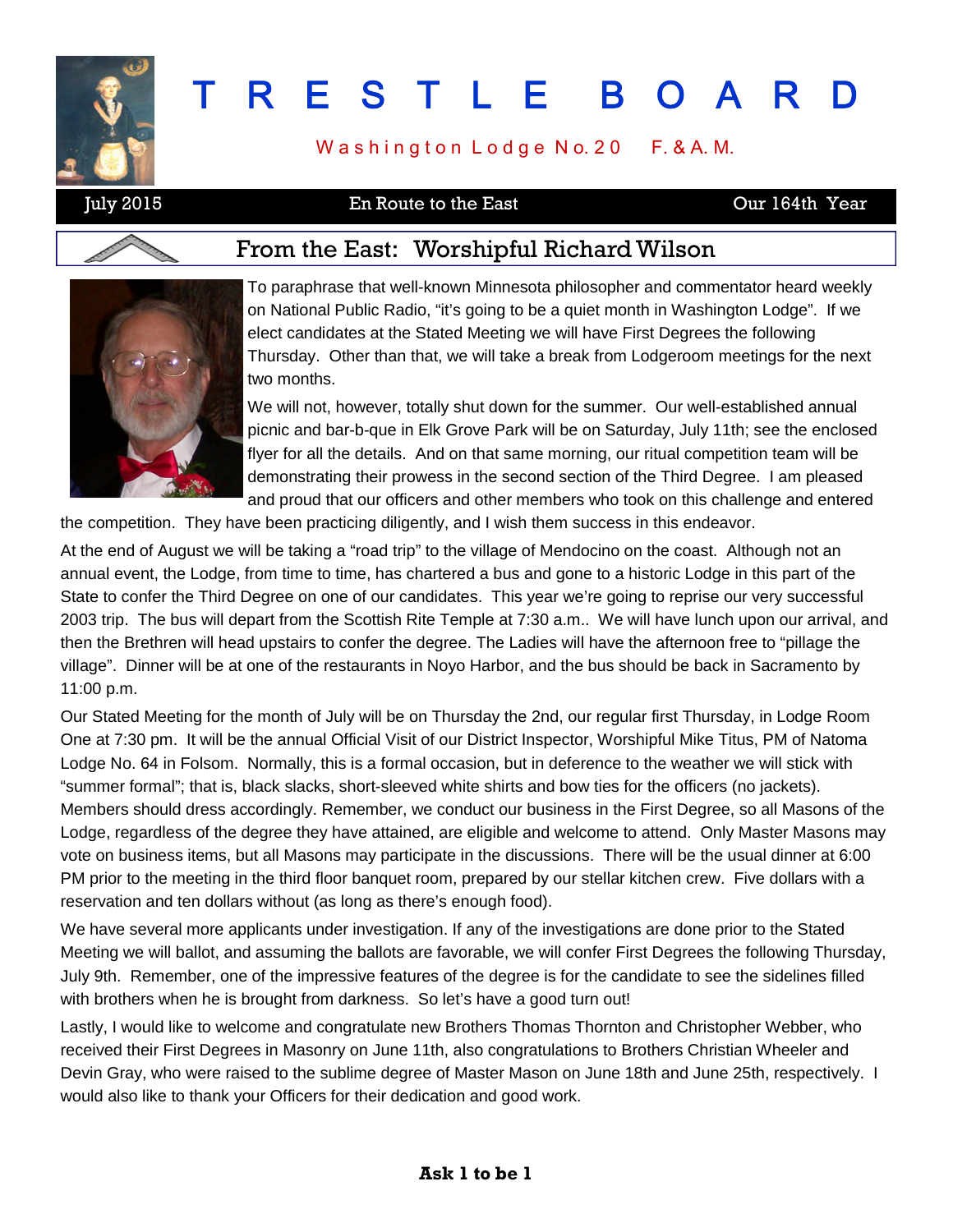# T R E S T L E B O A R D

Washington Lodge No. 20 F. & A. M.

July 2015 | En Route to the East | Our 164th Year

## From the East: Worshipful Richard Wilson

To paraphrase that well-known Minnesota philosopher and commentator heard weekly on National Public Radio, "it's going to be a quiet month in Washington Lodge". If we elect candidates at the Stated Meeting we will have First Degrees the following Thursday. Other than that, we will take a break from Lodgeroom meetings for the next two months.

We will not, however, totally shut down for the summer. Our well-established annual picnic and bar-b-que in Elk Grove Park will be on Saturday, July 11th; see the enclosed flyer for all the details. And on that same morning, our ritual competition team will be demonstrating their prowess in the second section of the Third Degree. I am pleased and proud that our officers and other members who took on this challenge and entered the competition. They have been practicing diligently, and I wish them success in this endeavor.

At the end of August we will be taking a "road trip" to the village of Mendocino on the coast. Although not an annual event, the Lodge, from time to time, has chartered a bus and gone to a historic Lodge in this part of the State to confer the Third Degree on one of our candidates. This year we're going to reprise our very successful 2003 trip. The bus will depart from the Scottish Rite Temple at 7:30 a.m.. We will have lunch upon our arrival, and then the Brethren will head upstairs to confer the degree. The Ladies will have the afternoon free to "pillage the village". Dinner will be at one of the restaurants in Noyo Harbor, and the bus should be back in Sacramento by 11:00 p.m.

Our Stated Meeting for the month of July will be on Thursday the 2nd, our regular first Thursday, in Lodge Room One at 7:30 pm. It will be the annual Official Visit of our District Inspector, Worshipful Mike Titus, PM of Natoma Lodge No. 64 in Folsom. Normally, this is a formal occasion, but in deference to the weather we will stick with "summer formal"; that is, black slacks, short-sleeved white shirts and bow ties for the officers (no jackets). Members should dress accordingly. Remember, we conduct our business in the First Degree, so all Masons of the Lodge, regardless of the degree they have attained, are eligible and welcome to attend. Only Master Masons may vote on business items, but all Masons may participate in the discussions. There will be the usual dinner at 6:00 PM prior to the meeting in the third floor banquet room, prepared by our stellar kitchen crew. Five dollars with a reservation and ten dollars without (as long as there's enough food).

We have several more applicants under investigation. If any of the investigations are done prior to the Stated Meeting we will ballot, and assuming the ballots are favorable, we will confer First Degrees the following Thursday, July 9th. Remember, one of the impressive features of the degree is for the candidate to see the sidelines filled with brothers when he is brought from darkness. So let's have a good turn out!

Lastly, I would like to welcome and congratulate new Brothers Thomas Thornton and Christopher Webber, who received their First Degrees in Masonry on June 11th, also congratulations to Brothers Christian Wheeler and Devin Gray, who were raised to the sublime degree of Master Mason on June 18th and June 25th, respectively. I would also like to thank your Officers for their dedication and good work.

**Ask 1 to be 1**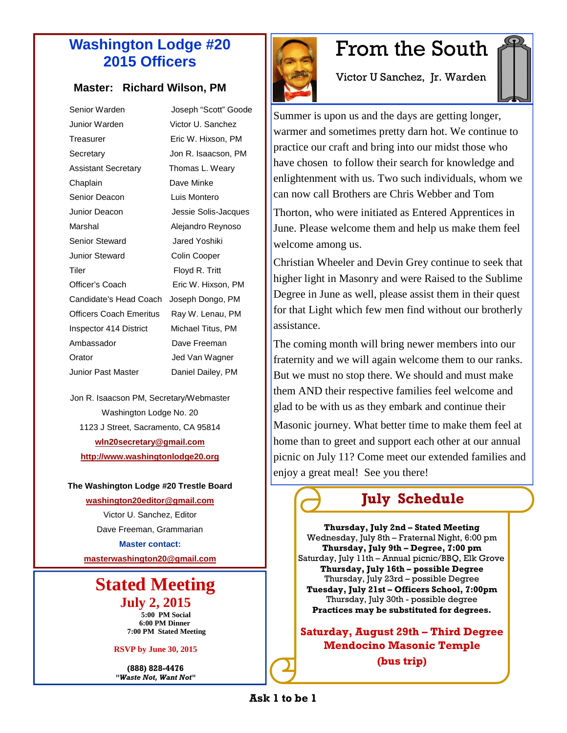# Washington Lodge #20 2015 Officers

### Master: Richard Wilson, PM

| | |
|---|---|
| Senior Warden | Joseph "Scott" Goode |
| Junior Warden | Victor U. Sanchez |
| Treasurer | Eric W. Hixson, PM |
| Secretary | Jon R. Isaacson, PM |
| Assistant Secretary | Thomas L. Weary |
| Chaplain | Dave Minke |
| Senior Deacon | Luis Montero |
| Junior Deacon | Jessie Solis-Jacques |
| Marshal | Alejandro Reynoso |
| Senior Steward | Jared Yoshiki |
| Junior Steward | Colin Cooper |
| Tiler | Floyd R. Tritt |
| Officer's Coach | Eric W. Hixson, PM |
| Candidate's Head Coach | Joseph Dongo, PM |
| Officers Coach Emeritus | Ray W. Lenau, PM |
| Inspector 414 District | Michael Titus, PM |
| Ambassador | Dave Freeman |
| Orator | Jed Van Wagner |
| Junior Past Master | Daniel Dailey, PM |

Jon R. Isaacson PM, Secretary/Webmaster
Washington Lodge No. 20
1123 J Street, Sacramento, CA 95814
wln20secretary@gmail.com
http://www.washingtonlodge20.org

**The Washington Lodge #20 Trestle Board**
washington20editor@gmail.com
Victor U. Sanchez, Editor
Dave Freeman, Grammarian
**Master contact:**
masterwashington20@gmail.com

## Stated Meeting
### July 2, 2015

**5:00 PM Social**
**6:00 PM Dinner**
**7:00 PM Stated Meeting**

**RSVP by June 30, 2015**

**(888) 828-4476**
**"*Waste Not, Want Not*"**

# From the South

Victor U Sanchez, Jr. Warden

Summer is upon us and the days are getting longer, warmer and sometimes pretty darn hot. We continue to practice our craft and bring into our midst those who have chosen to follow their search for knowledge and enlightenment with us. Two such individuals, whom we can now call Brothers are Chris Webber and Tom Thorton, who were initiated as Entered Apprentices in June. Please welcome them and help us make them feel welcome among us.

Christian Wheeler and Devin Grey continue to seek that higher light in Masonry and were Raised to the Sublime Degree in June as well, please assist them in their quest for that Light which few men find without our brotherly assistance.

The coming month will bring newer members into our fraternity and we will again welcome them to our ranks. But we must no stop there. We should and must make them AND their respective families feel welcome and glad to be with us as they embark and continue their Masonic journey. What better time to make them feel at home than to greet and support each other at our annual picnic on July 11? Come meet our extended families and enjoy a great meal! See you there!

## July Schedule

**Thursday, July 2nd – Stated Meeting**
Wednesday, July 8th – Fraternal Night, 6:00 pm
**Thursday, July 9th – Degree, 7:00 pm**
Saturday, July 11th – Annual picnic/BBQ, Elk Grove
**Thursday, July 16th – possible Degree**
Thursday, July 23rd – possible Degree
**Tuesday, July 21st – Officers School, 7:00pm**
Thursday, July 30th - possible degree
**Practices may be substituted for degrees.**

**Saturday, August 29th – Third Degree**
**Mendocino Masonic Temple**
**(bus trip)**

**Ask 1 to be 1**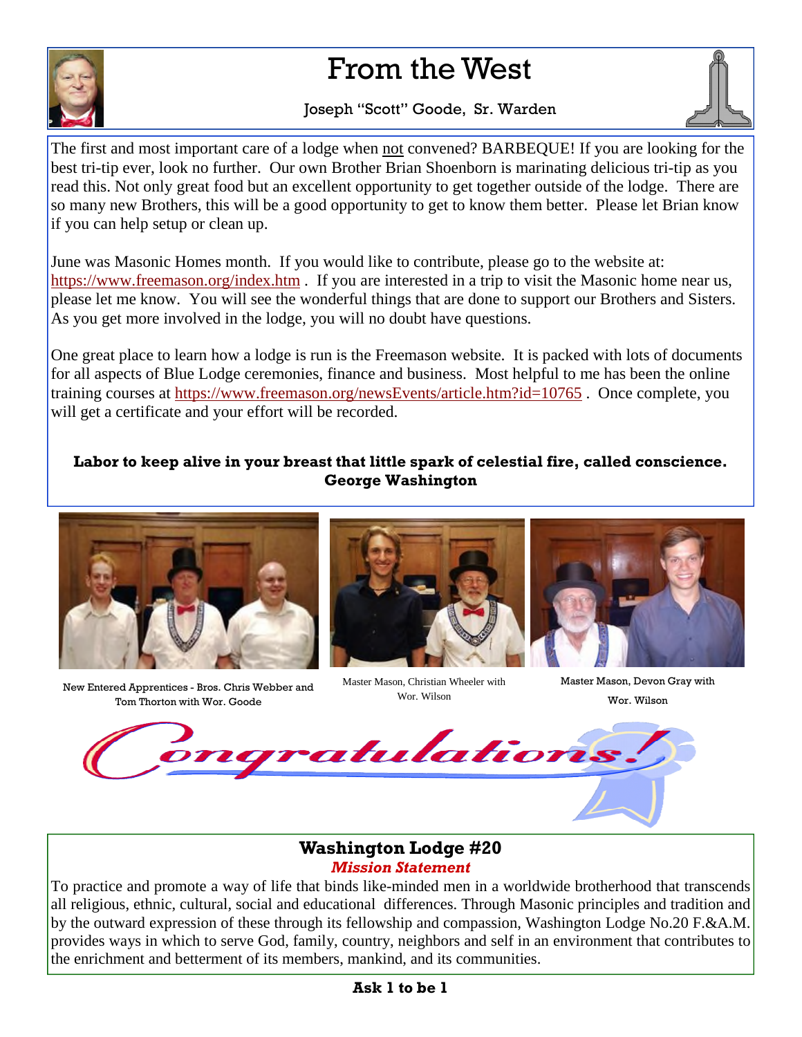# From the West

Joseph "Scott" Goode, Sr. Warden

The first and most important care of a lodge when not convened? BARBEQUE! If you are looking for the best tri-tip ever, look no further. Our own Brother Brian Shoenborn is marinating delicious tri-tip as you read this. Not only great food but an excellent opportunity to get together outside of the lodge. There are so many new Brothers, this will be a good opportunity to get to know them better. Please let Brian know if you can help setup or clean up.

June was Masonic Homes month. If you would like to contribute, please go to the website at: https://www.freemason.org/index.htm . If you are interested in a trip to visit the Masonic home near us, please let me know. You will see the wonderful things that are done to support our Brothers and Sisters. As you get more involved in the lodge, you will no doubt have questions.

One great place to learn how a lodge is run is the Freemason website. It is packed with lots of documents for all aspects of Blue Lodge ceremonies, finance and business. Most helpful to me has been the online training courses at https://www.freemason.org/newsEvents/article.htm?id=10765 . Once complete, you will get a certificate and your effort will be recorded.

**Labor to keep alive in your breast that little spark of celestial fire, called conscience.**
**George Washington**

New Entered Apprentices - Bros. Chris Webber and Tom Thorton with Wor. Goode

Master Mason, Christian Wheeler with Wor. Wilson

Master Mason, Devon Gray with Wor. Wilson

Congratulations!

## Washington Lodge #20

***Mission Statement***

To practice and promote a way of life that binds like-minded men in a worldwide brotherhood that transcends all religious, ethnic, cultural, social and educational differences. Through Masonic principles and tradition and by the outward expression of these through its fellowship and compassion, Washington Lodge No.20 F.&A.M. provides ways in which to serve God, family, country, neighbors and self in an environment that contributes to the enrichment and betterment of its members, mankind, and its communities.

**Ask 1 to be 1**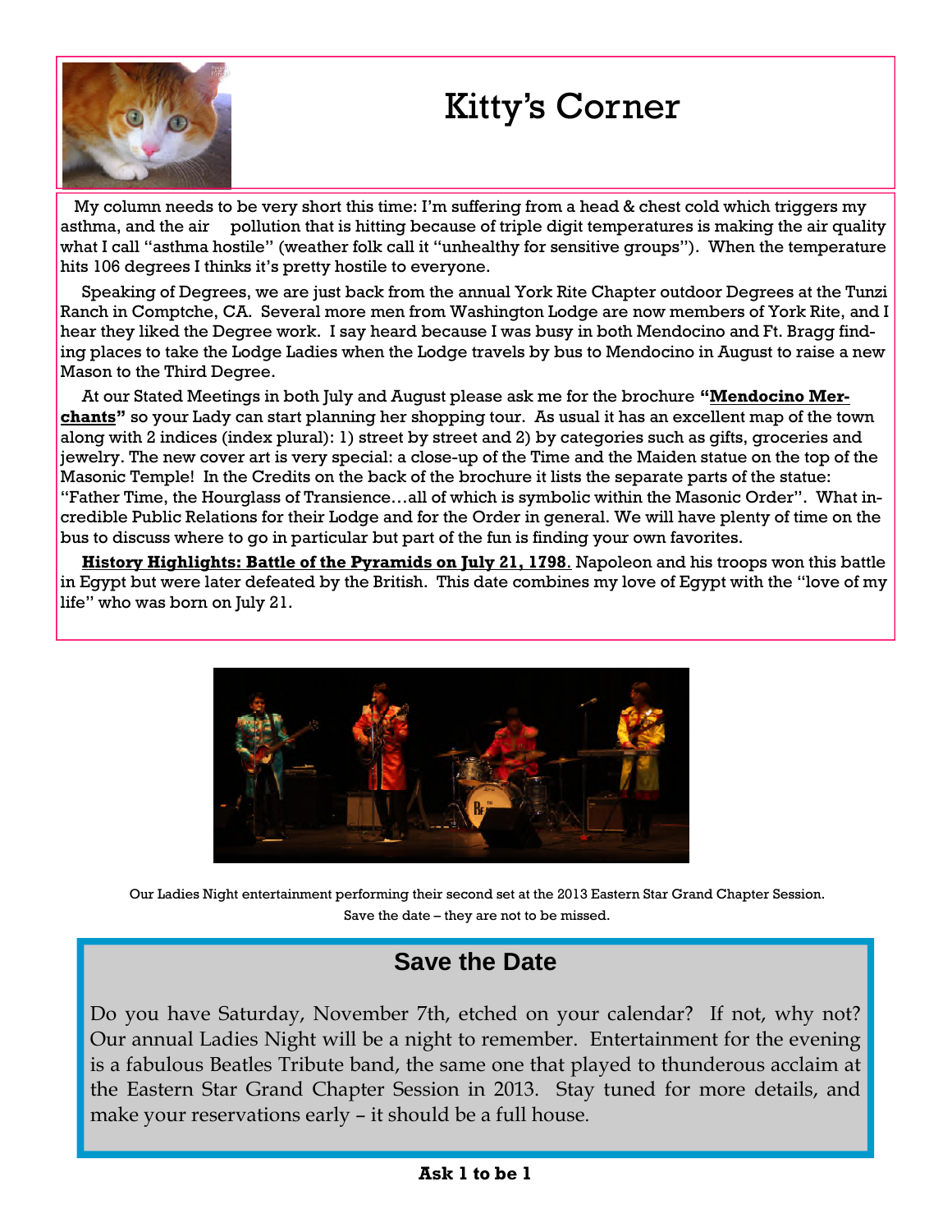# Kitty's Corner

My column needs to be very short this time: I'm suffering from a head & chest cold which triggers my asthma, and the air pollution that is hitting because of triple digit temperatures is making the air quality what I call "asthma hostile" (weather folk call it "unhealthy for sensitive groups"). When the temperature hits 106 degrees I thinks it's pretty hostile to everyone.

Speaking of Degrees, we are just back from the annual York Rite Chapter outdoor Degrees at the Tunzi Ranch in Comptche, CA. Several more men from Washington Lodge are now members of York Rite, and I hear they liked the Degree work. I say heard because I was busy in both Mendocino and Ft. Bragg finding places to take the Lodge Ladies when the Lodge travels by bus to Mendocino in August to raise a new Mason to the Third Degree.

At our Stated Meetings in both July and August please ask me for the brochure **"Mendocino Merchants"** so your Lady can start planning her shopping tour. As usual it has an excellent map of the town along with 2 indices (index plural): 1) street by street and 2) by categories such as gifts, groceries and jewelry. The new cover art is very special: a close-up of the Time and the Maiden statue on the top of the Masonic Temple! In the Credits on the back of the brochure it lists the separate parts of the statue: "Father Time, the Hourglass of Transience…all of which is symbolic within the Masonic Order". What incredible Public Relations for their Lodge and for the Order in general. We will have plenty of time on the bus to discuss where to go in particular but part of the fun is finding your own favorites.

**History Highlights: Battle of the Pyramids on July 21, 1798.** Napoleon and his troops won this battle in Egypt but were later defeated by the British. This date combines my love of Egypt with the "love of my life" who was born on July 21.

Our Ladies Night entertainment performing their second set at the 2013 Eastern Star Grand Chapter Session.
Save the date – they are not to be missed.

## Save the Date

Do you have Saturday, November 7th, etched on your calendar? If not, why not? Our annual Ladies Night will be a night to remember. Entertainment for the evening is a fabulous Beatles Tribute band, the same one that played to thunderous acclaim at the Eastern Star Grand Chapter Session in 2013. Stay tuned for more details, and make your reservations early – it should be a full house.

**Ask 1 to be 1**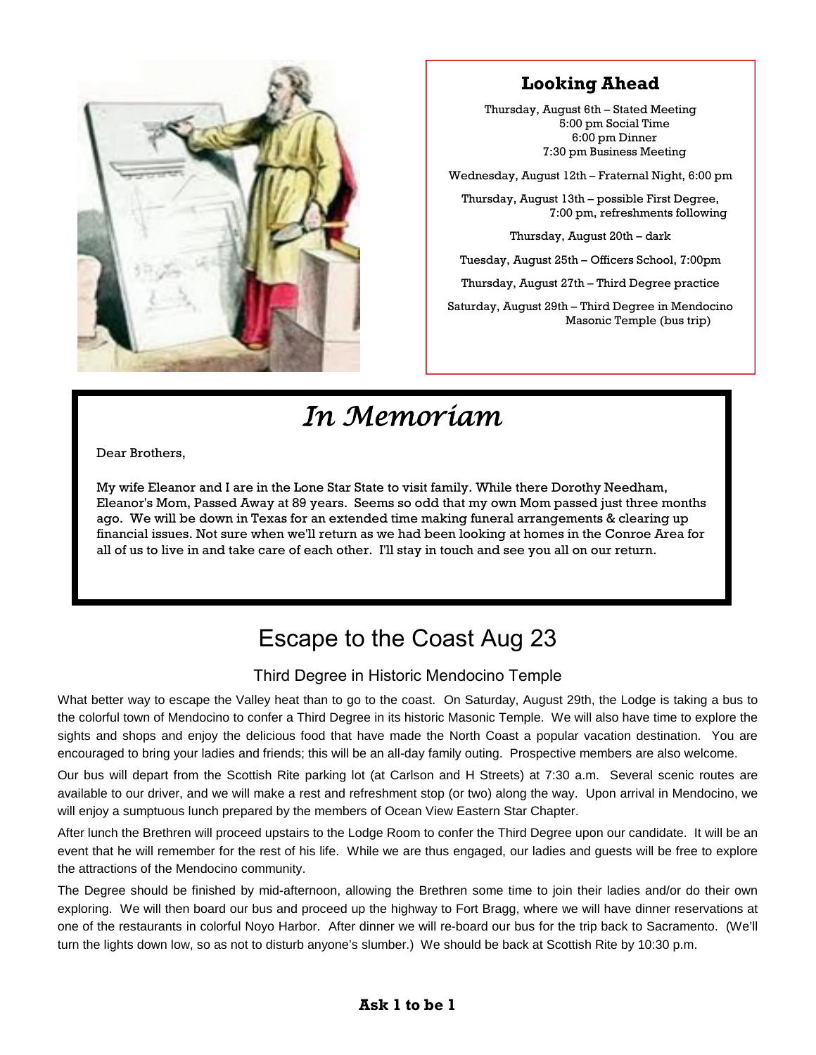## Looking Ahead

Thursday, August 6th – Stated Meeting
5:00 pm Social Time
6:00 pm Dinner
7:30 pm Business Meeting

Wednesday, August 12th – Fraternal Night, 6:00 pm

Thursday, August 13th – possible First Degree, 7:00 pm, refreshments following

Thursday, August 20th – dark

Tuesday, August 25th – Officers School, 7:00pm

Thursday, August 27th – Third Degree practice

Saturday, August 29th – Third Degree in Mendocino Masonic Temple (bus trip)

# *In Memoriam*

Dear Brothers,

My wife Eleanor and I are in the Lone Star State to visit family. While there Dorothy Needham, Eleanor's Mom, Passed Away at 89 years. Seems so odd that my own Mom passed just three months ago. We will be down in Texas for an extended time making funeral arrangements & clearing up financial issues. Not sure when we'll return as we had been looking at homes in the Conroe Area for all of us to live in and take care of each other. I'll stay in touch and see you all on our return.

# Escape to the Coast Aug 23

## Third Degree in Historic Mendocino Temple

What better way to escape the Valley heat than to go to the coast. On Saturday, August 29th, the Lodge is taking a bus to the colorful town of Mendocino to confer a Third Degree in its historic Masonic Temple. We will also have time to explore the sights and shops and enjoy the delicious food that have made the North Coast a popular vacation destination. You are encouraged to bring your ladies and friends; this will be an all-day family outing. Prospective members are also welcome.

Our bus will depart from the Scottish Rite parking lot (at Carlson and H Streets) at 7:30 a.m. Several scenic routes are available to our driver, and we will make a rest and refreshment stop (or two) along the way. Upon arrival in Mendocino, we will enjoy a sumptuous lunch prepared by the members of Ocean View Eastern Star Chapter.

After lunch the Brethren will proceed upstairs to the Lodge Room to confer the Third Degree upon our candidate. It will be an event that he will remember for the rest of his life. While we are thus engaged, our ladies and guests will be free to explore the attractions of the Mendocino community.

The Degree should be finished by mid-afternoon, allowing the Brethren some time to join their ladies and/or do their own exploring. We will then board our bus and proceed up the highway to Fort Bragg, where we will have dinner reservations at one of the restaurants in colorful Noyo Harbor. After dinner we will re-board our bus for the trip back to Sacramento. (We'll turn the lights down low, so as not to disturb anyone's slumber.) We should be back at Scottish Rite by 10:30 p.m.

**Ask 1 to be 1**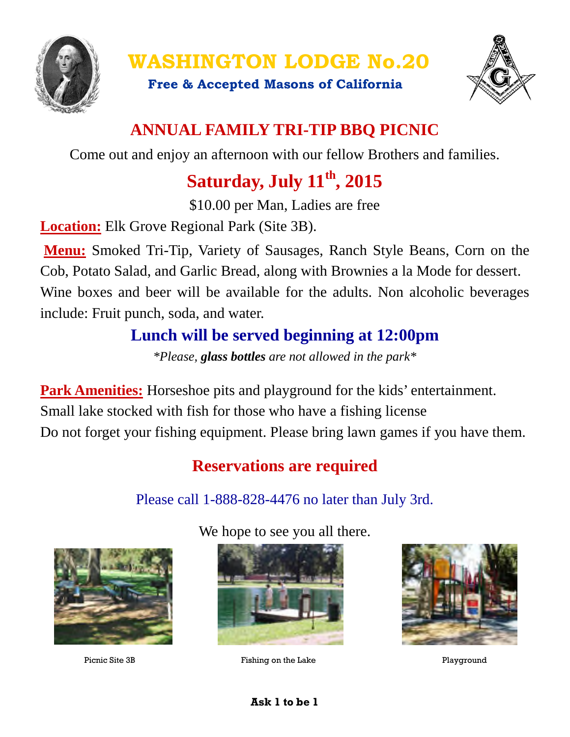# WASHINGTON LODGE No.20

**Free & Accepted Masons of California**

## ANNUAL FAMILY TRI-TIP BBQ PICNIC

Come out and enjoy an afternoon with our fellow Brothers and families.

## Saturday, July 11th, 2015

$10.00 per Man, Ladies are free

**Location:** Elk Grove Regional Park (Site 3B).

**Menu:** Smoked Tri-Tip, Variety of Sausages, Ranch Style Beans, Corn on the Cob, Potato Salad, and Garlic Bread, along with Brownies a la Mode for dessert. Wine boxes and beer will be available for the adults. Non alcoholic beverages include: Fruit punch, soda, and water.

### Lunch will be served beginning at 12:00pm

*\*Please, **glass bottles** are not allowed in the park\**

**Park Amenities:** Horseshoe pits and playground for the kids' entertainment.
Small lake stocked with fish for those who have a fishing license
Do not forget your fishing equipment. Please bring lawn games if you have them.

### Reservations are required

Please call 1-888-828-4476 no later than July 3rd.

We hope to see you all there.

Picnic Site 3B

Fishing on the Lake

Playground

**Ask 1 to be 1**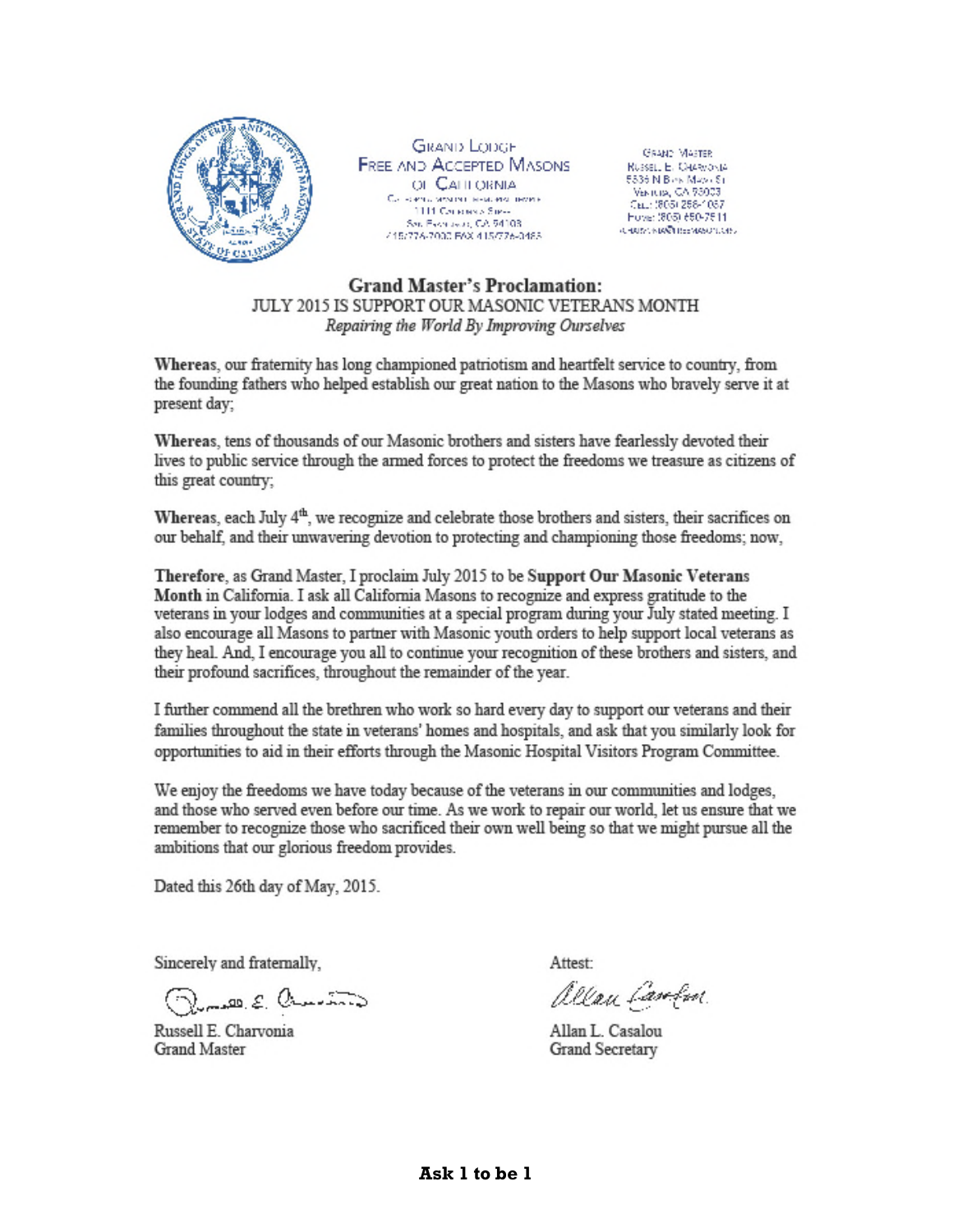Grand Lodge
Free and Accepted Masons
of California

California Masonic Memorial Temple
1111 California Street
San Francisco, CA 94108
415/776-7000 FAX 415/776-0483

Grand Master
Russell E. Charvonia
5535 N Bow Main St
Ventura, CA 93003
Cell: (805) 258-1067
Phone: (805) 650-7511

# Grand Master's Proclamation:

## JULY 2015 IS SUPPORT OUR MASONIC VETERANS MONTH

*Repairing the World By Improving Ourselves*

**Whereas**, our fraternity has long championed patriotism and heartfelt service to country, from the founding fathers who helped establish our great nation to the Masons who bravely serve it at present day;

**Whereas**, tens of thousands of our Masonic brothers and sisters have fearlessly devoted their lives to public service through the armed forces to protect the freedoms we treasure as citizens of this great country;

**Whereas**, each July 4th, we recognize and celebrate those brothers and sisters, their sacrifices on our behalf, and their unwavering devotion to protecting and championing those freedoms; now,

**Therefore**, as Grand Master, I proclaim July 2015 to be **Support Our Masonic Veterans Month** in California. I ask all California Masons to recognize and express gratitude to the veterans in your lodges and communities at a special program during your July stated meeting. I also encourage all Masons to partner with Masonic youth orders to help support local veterans as they heal. And, I encourage you all to continue your recognition of these brothers and sisters, and their profound sacrifices, throughout the remainder of the year.

I further commend all the brethren who work so hard every day to support our veterans and their families throughout the state in veterans' homes and hospitals, and ask that you similarly look for opportunities to aid in their efforts through the Masonic Hospital Visitors Program Committee.

We enjoy the freedoms we have today because of the veterans in our communities and lodges, and those who served even before our time. As we work to repair our world, let us ensure that we remember to recognize those who sacrificed their own well being so that we might pursue all the ambitions that our glorious freedom provides.

Dated this 26th day of May, 2015.

Sincerely and fraternally,

Russell E. Charvonia
Grand Master

Attest:

Allan L. Casalou
Grand Secretary

**Ask 1 to be 1**